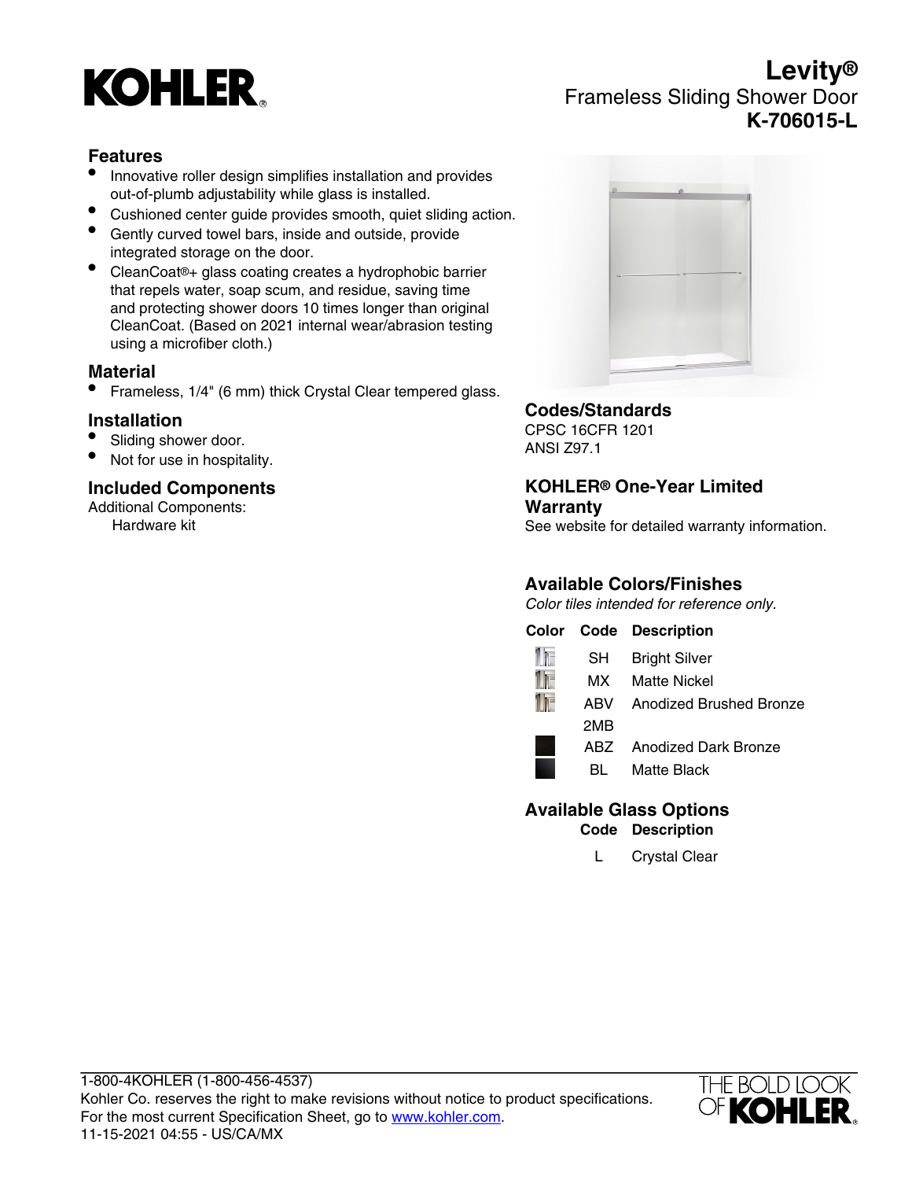# KOHLER

# Levity®

Frameless Sliding Shower Door

**K-706015-L**

## Features

- Innovative roller design simplifies installation and provides out-of-plumb adjustability while glass is installed.
- Cushioned center guide provides smooth, quiet sliding action.
- Gently curved towel bars, inside and outside, provide integrated storage on the door.
- CleanCoat®+ glass coating creates a hydrophobic barrier that repels water, soap scum, and residue, saving time and protecting shower doors 10 times longer than original CleanCoat. (Based on 2021 internal wear/abrasion testing using a microfiber cloth.)

## Material

- Frameless, 1/4" (6 mm) thick Crystal Clear tempered glass.

## Installation

- Sliding shower door.
- Not for use in hospitality.

## Included Components

Additional Components:

Hardware kit

## Codes/Standards

CPSC 16CFR 1201
ANSI Z97.1

## KOHLER® One-Year Limited Warranty

See website for detailed warranty information.

## Available Colors/Finishes

*Color tiles intended for reference only.*

| Color | Code | Description |
|---|---|---|
| | SH | Bright Silver |
| | MX | Matte Nickel |
| | ABV | Anodized Brushed Bronze |
| | 2MB | |
| | ABZ | Anodized Dark Bronze |
| | BL | Matte Black |

## Available Glass Options

| Code | Description |
|---|---|
| L | Crystal Clear |

1-800-4KOHLER (1-800-456-4537)
Kohler Co. reserves the right to make revisions without notice to product specifications.
For the most current Specification Sheet, go to www.kohler.com.
11-15-2021 04:55 - US/CA/MX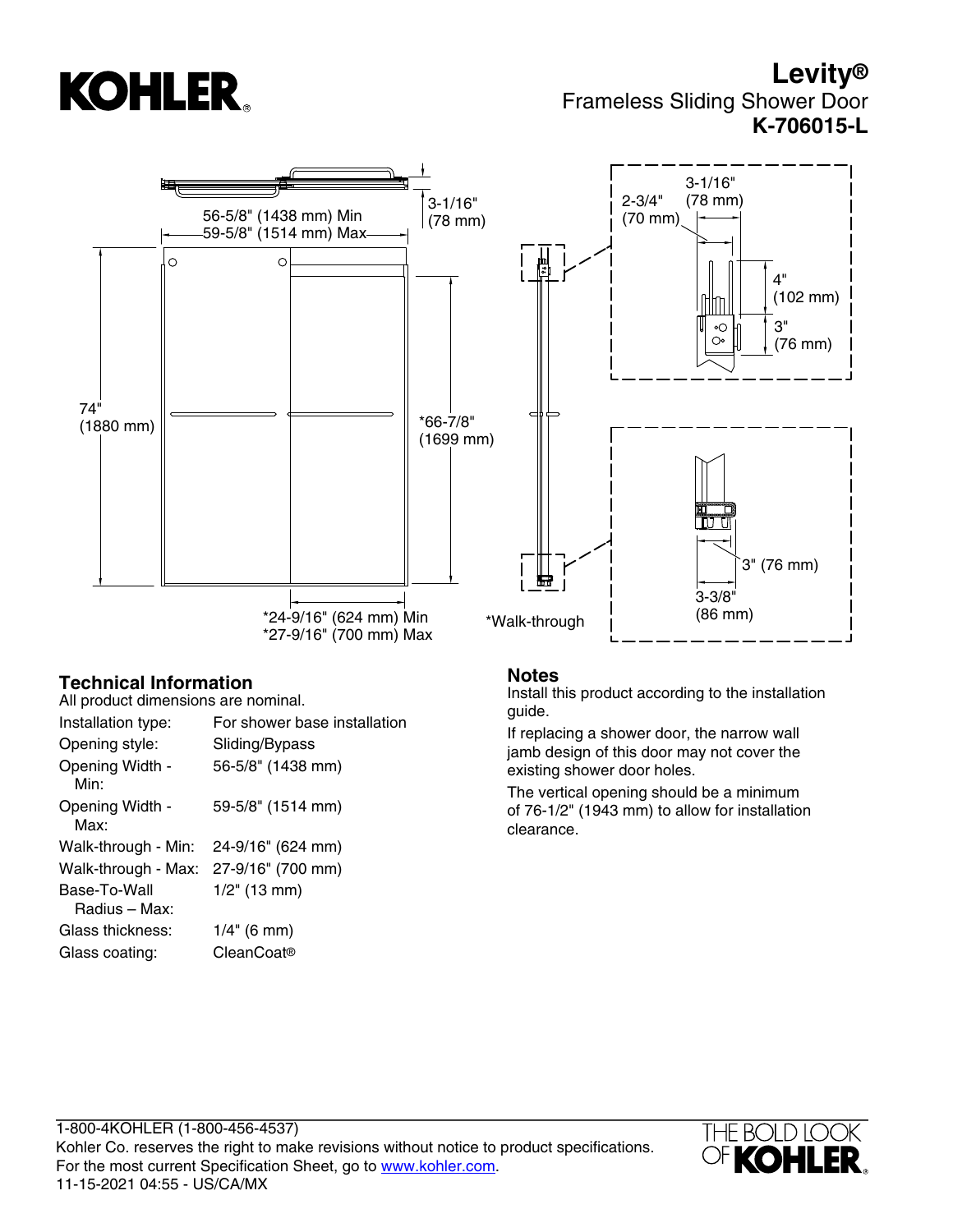KOHLER

# Levity®

Frameless Sliding Shower Door

**K-706015-L**

3-1/16" (78 mm)

56-5/8" (1438 mm) Min

59-5/8" (1514 mm) Max

74" (1880 mm)

*66-7/8" (1699 mm)

*24-9/16" (624 mm) Min

*27-9/16" (700 mm) Max

*Walk-through

2-3/4" (70 mm)

3-1/16" (78 mm)

4" (102 mm)

3" (76 mm)

3" (76 mm)

3-3/8" (86 mm)

## Technical Information

All product dimensions are nominal.

| | |
|---|---|
| Installation type: | For shower base installation |
| Opening style: | Sliding/Bypass |
| Opening Width - Min: | 56-5/8" (1438 mm) |
| Opening Width - Max: | 59-5/8" (1514 mm) |
| Walk-through - Min: | 24-9/16" (624 mm) |
| Walk-through - Max: | 27-9/16" (700 mm) |
| Base-To-Wall Radius – Max: | 1/2" (13 mm) |
| Glass thickness: | 1/4" (6 mm) |
| Glass coating: | CleanCoat® |

## Notes

Install this product according to the installation guide.

If replacing a shower door, the narrow wall jamb design of this door may not cover the existing shower door holes.

The vertical opening should be a minimum of 76-1/2" (1943 mm) to allow for installation clearance.

1-800-4KOHLER (1-800-456-4537)

Kohler Co. reserves the right to make revisions without notice to product specifications.

For the most current Specification Sheet, go to www.kohler.com.

11-15-2021 04:55 - US/CA/MX

THE BOLD LOOK OF KOHLER